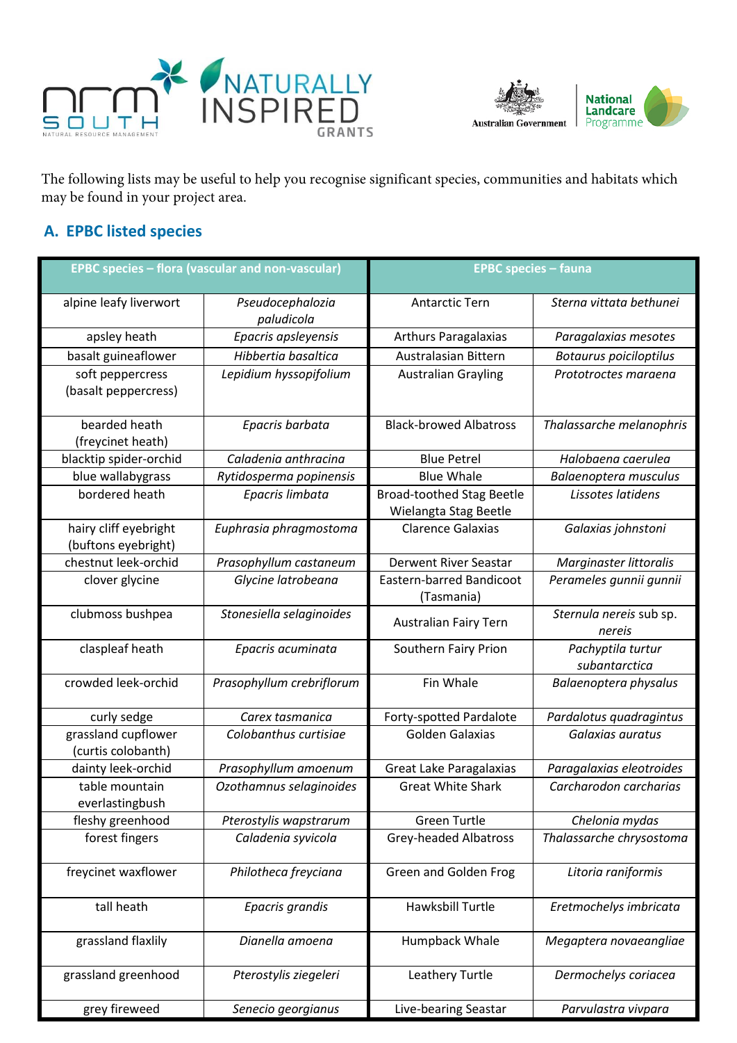The following lists may be useful to help you recognise significant species, communities and habitats which may be found in your project area.

## A. EPBC listed species

| EPBC species – flora (vascular and non-vascular) | | EPBC species – fauna | |
|---|---|---|---|
| alpine leafy liverwort | *Pseudocephalozia paludicola* | Antarctic Tern | *Sterna vittata bethunei* |
| apsley heath | *Epacris apsleyensis* | Arthurs Paragalaxias | *Paragalaxias mesotes* |
| basalt guineaflower | *Hibbertia basaltica* | Australasian Bittern | *Botaurus poiciloptilus* |
| soft peppercress (basalt peppercress) | *Lepidium hyssopifolium* | Australian Grayling | *Prototroctes maraena* |
| bearded heath (freycinet heath) | *Epacris barbata* | Black-browed Albatross | *Thalassarche melanophris* |
| blacktip spider-orchid | *Caladenia anthracina* | Blue Petrel | *Halobaena caerulea* |
| blue wallabygrass | *Rytidosperma popinensis* | Blue Whale | *Balaenoptera musculus* |
| bordered heath | *Epacris limbata* | Broad-toothed Stag Beetle Wielangta Stag Beetle | *Lissotes latidens* |
| hairy cliff eyebright (buftons eyebright) | *Euphrasia phragmostoma* | Clarence Galaxias | *Galaxias johnstoni* |
| chestnut leek-orchid | *Prasophyllum castaneum* | Derwent River Seastar | *Marginaster littoralis* |
| clover glycine | *Glycine latrobeana* | Eastern-barred Bandicoot (Tasmania) | *Perameles gunnii gunnii* |
| clubmoss bushpea | *Stonesiella selaginoides* | Australian Fairy Tern | *Sternula nereis* sub sp. *nereis* |
| claspleaf heath | *Epacris acuminata* | Southern Fairy Prion | *Pachyptila turtur subantarctica* |
| crowded leek-orchid | *Prasophyllum crebriflorum* | Fin Whale | *Balaenoptera physalus* |
| curly sedge | *Carex tasmanica* | Forty-spotted Pardalote | *Pardalotus quadragintus* |
| grassland cupflower (curtis colobanth) | *Colobanthus curtisiae* | Golden Galaxias | *Galaxias auratus* |
| dainty leek-orchid | *Prasophyllum amoenum* | Great Lake Paragalaxias | *Paragalaxias eleotroides* |
| table mountain everlastingbush | *Ozothamnus selaginoides* | Great White Shark | *Carcharodon carcharias* |
| fleshy greenhood | *Pterostylis wapstrarum* | Green Turtle | *Chelonia mydas* |
| forest fingers | *Caladenia syvicola* | Grey-headed Albatross | *Thalassarche chrysostoma* |
| freycinet waxflower | *Philotheca freyciana* | Green and Golden Frog | *Litoria raniformis* |
| tall heath | *Epacris grandis* | Hawksbill Turtle | *Eretmochelys imbricata* |
| grassland flaxlily | *Dianella amoena* | Humpback Whale | *Megaptera novaeangliae* |
| grassland greenhood | *Pterostylis ziegeleri* | Leathery Turtle | *Dermochelys coriacea* |
| grey fireweed | *Senecio georgianus* | Live-bearing Seastar | *Parvulastra vivpara* |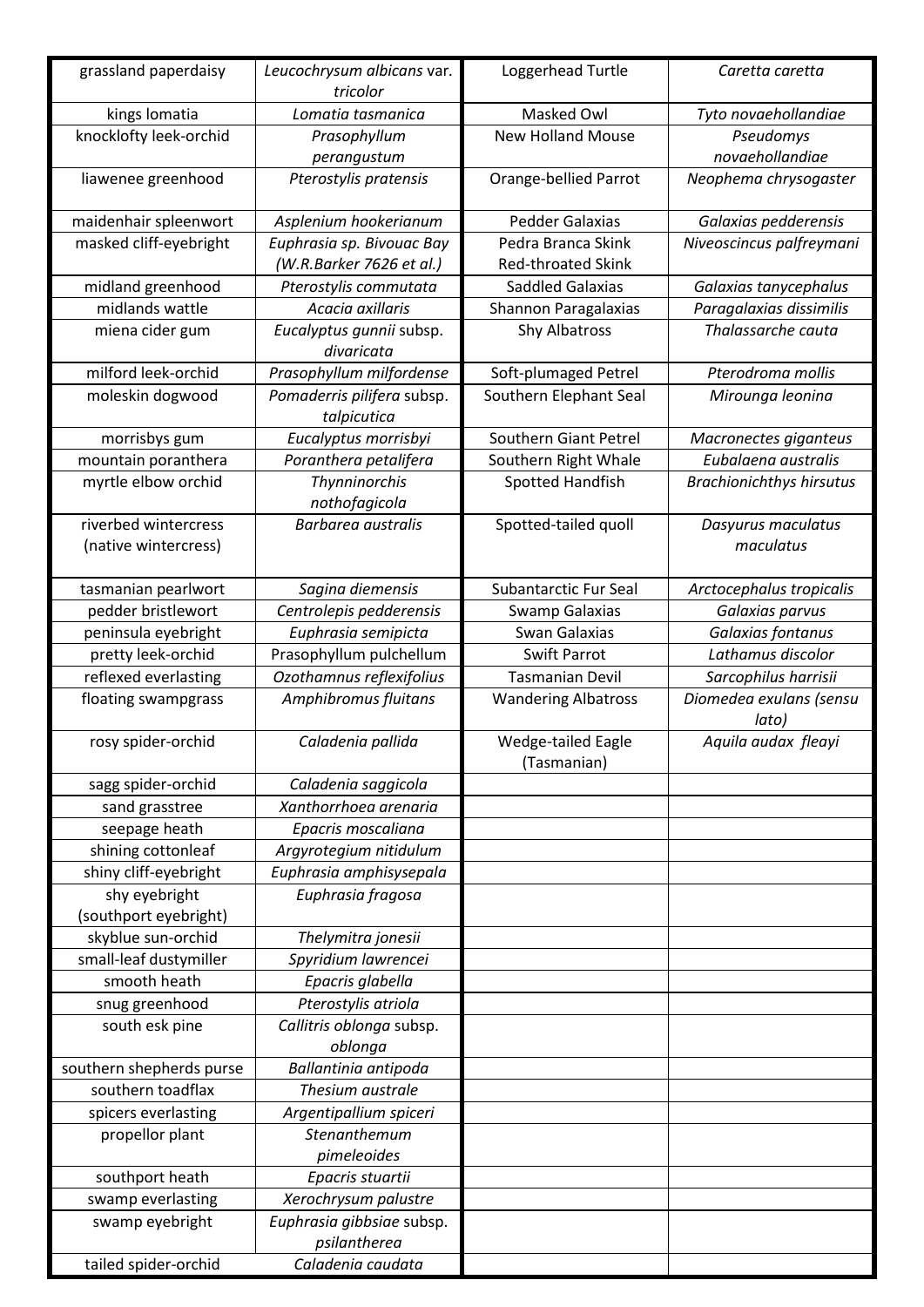| grassland paperdaisy | *Leucochrysum albicans* var. *tricolor* | Loggerhead Turtle | *Caretta caretta* |
|---|---|---|---|
| kings lomatia | *Lomatia tasmanica* | Masked Owl | *Tyto novaehollandiae* |
| knocklofty leek-orchid | *Prasophyllum perangustum* | New Holland Mouse | *Pseudomys novaehollandiae* |
| liawenee greenhood | *Pterostylis pratensis* | Orange-bellied Parrot | *Neophema chrysogaster* |
| maidenhair spleenwort | *Asplenium hookerianum* | Pedder Galaxias | *Galaxias pedderensis* |
| masked cliff-eyebright | *Euphrasia sp. Bivouac Bay (W.R.Barker 7626 et al.)* | Pedra Branca Skink Red-throated Skink | *Niveoscincus palfreymani* |
| midland greenhood | *Pterostylis commutata* | Saddled Galaxias | *Galaxias tanycephalus* |
| midlands wattle | *Acacia axillaris* | Shannon Paragalaxias | *Paragalaxias dissimilis* |
| miena cider gum | *Eucalyptus gunnii* subsp. *divaricata* | Shy Albatross | *Thalassarche cauta* |
| milford leek-orchid | *Prasophyllum milfordense* | Soft-plumaged Petrel | *Pterodroma mollis* |
| moleskin dogwood | *Pomaderris pilifera* subsp. *talpicutica* | Southern Elephant Seal | *Mirounga leonina* |
| morrisbys gum | *Eucalyptus morrisbyi* | Southern Giant Petrel | *Macronectes giganteus* |
| mountain poranthera | *Poranthera petalifera* | Southern Right Whale | *Eubalaena australis* |
| myrtle elbow orchid | *Thynninorchis nothofagicola* | Spotted Handfish | *Brachionichthys hirsutus* |
| riverbed wintercress (native wintercress) | *Barbarea australis* | Spotted-tailed quoll | *Dasyurus maculatus maculatus* |
| tasmanian pearlwort | *Sagina diemensis* | Subantarctic Fur Seal | *Arctocephalus tropicalis* |
| pedder bristlewort | *Centrolepis pedderensis* | Swamp Galaxias | *Galaxias parvus* |
| peninsula eyebright | *Euphrasia semipicta* | Swan Galaxias | *Galaxias fontanus* |
| pretty leek-orchid | Prasophyllum pulchellum | Swift Parrot | *Lathamus discolor* |
| reflexed everlasting | *Ozothamnus reflexifolius* | Tasmanian Devil | *Sarcophilus harrisii* |
| floating swampgrass | *Amphibromus fluitans* | Wandering Albatross | *Diomedea exulans (sensu lato)* |
| rosy spider-orchid | *Caladenia pallida* | Wedge-tailed Eagle (Tasmanian) | *Aquila audax fleayi* |
| sagg spider-orchid | *Caladenia saggicola* | | |
| sand grasstree | *Xanthorrhoea arenaria* | | |
| seepage heath | *Epacris moscaliana* | | |
| shining cottonleaf | *Argyrotegium nitidulum* | | |
| shiny cliff-eyebright | *Euphrasia amphisysepala* | | |
| shy eyebright (southport eyebright) | *Euphrasia fragosa* | | |
| skyblue sun-orchid | *Thelymitra jonesii* | | |
| small-leaf dustymiller | *Spyridium lawrencei* | | |
| smooth heath | *Epacris glabella* | | |
| snug greenhood | *Pterostylis atriola* | | |
| south esk pine | *Callitris oblonga* subsp. *oblonga* | | |
| southern shepherds purse | *Ballantinia antipoda* | | |
| southern toadflax | *Thesium australe* | | |
| spicers everlasting | *Argentipallium spiceri* | | |
| propellor plant | *Stenanthemum pimeleoides* | | |
| southport heath | *Epacris stuartii* | | |
| swamp everlasting | *Xerochrysum palustre* | | |
| swamp eyebright | *Euphrasia gibbsiae* subsp. *psilantherea* | | |
| tailed spider-orchid | *Caladenia caudata* | | |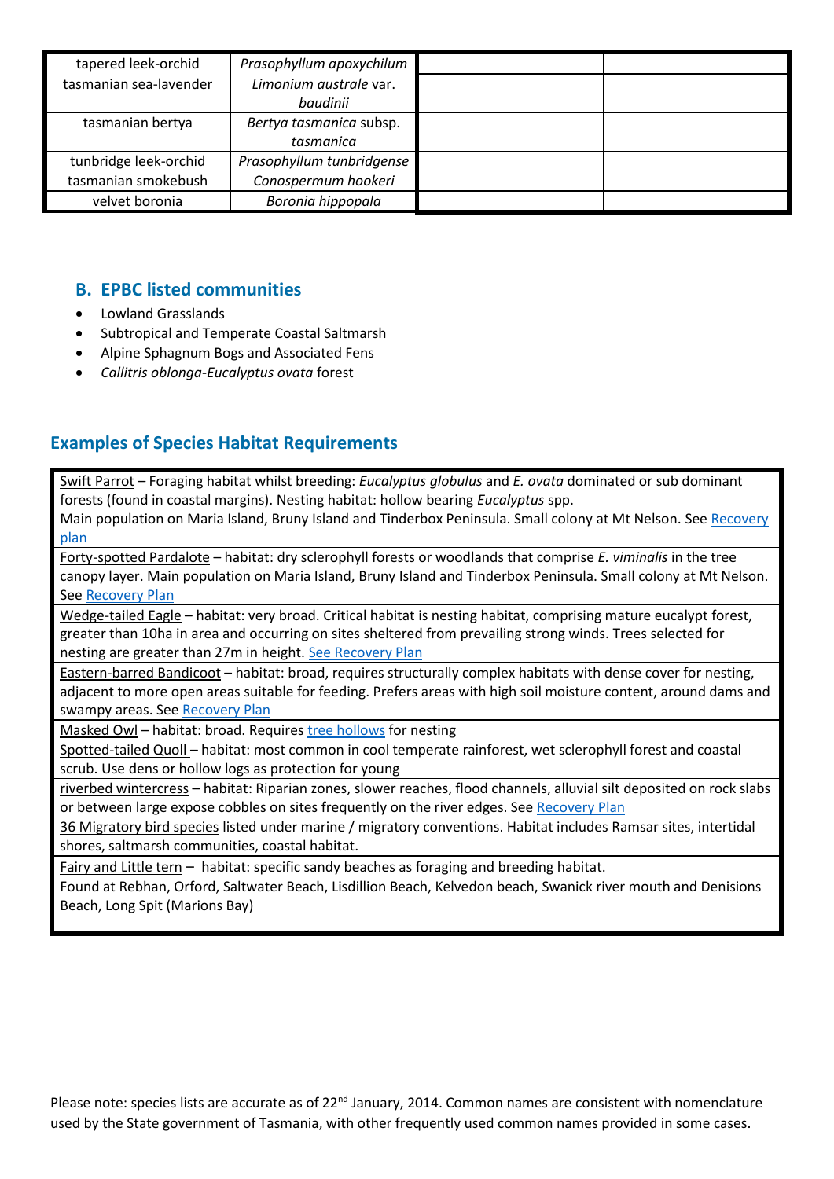| | | | |
|---|---|---|---|
| tapered leek-orchid | *Prasophyllum apoxychilum* | | |
| tasmanian sea-lavender | *Limonium australe* var. *baudinii* | | |
| tasmanian bertya | *Bertya tasmanica* subsp. *tasmanica* | | |
| tunbridge leek-orchid | *Prasophyllum tunbridgense* | | |
| tasmanian smokebush | *Conospermum hookeri* | | |
| velvet boronia | *Boronia hippopala* | | |

## B. EPBC listed communities

- Lowland Grasslands
- Subtropical and Temperate Coastal Saltmarsh
- Alpine Sphagnum Bogs and Associated Fens
- *Callitris oblonga-Eucalyptus ovata* forest

## Examples of Species Habitat Requirements

| |
|---|
| Swift Parrot – Foraging habitat whilst breeding: *Eucalyptus globulus* and *E. ovata* dominated or sub dominant forests (found in coastal margins). Nesting habitat: hollow bearing *Eucalyptus* spp. Main population on Maria Island, Bruny Island and Tinderbox Peninsula. Small colony at Mt Nelson. See Recovery plan |
| Forty-spotted Pardalote – habitat: dry sclerophyll forests or woodlands that comprise *E. viminalis* in the tree canopy layer. Main population on Maria Island, Bruny Island and Tinderbox Peninsula. Small colony at Mt Nelson. See Recovery Plan |
| Wedge-tailed Eagle – habitat: very broad. Critical habitat is nesting habitat, comprising mature eucalypt forest, greater than 10ha in area and occurring on sites sheltered from prevailing strong winds. Trees selected for nesting are greater than 27m in height. See Recovery Plan |
| Eastern-barred Bandicoot – habitat: broad, requires structurally complex habitats with dense cover for nesting, adjacent to more open areas suitable for feeding. Prefers areas with high soil moisture content, around dams and swampy areas. See Recovery Plan |
| Masked Owl – habitat: broad. Requires tree hollows for nesting |
| Spotted-tailed Quoll – habitat: most common in cool temperate rainforest, wet sclerophyll forest and coastal scrub. Use dens or hollow logs as protection for young |
| riverbed wintercress – habitat: Riparian zones, slower reaches, flood channels, alluvial silt deposited on rock slabs or between large expose cobbles on sites frequently on the river edges. See Recovery Plan |
| 36 Migratory bird species listed under marine / migratory conventions. Habitat includes Ramsar sites, intertidal shores, saltmarsh communities, coastal habitat. |
| Fairy and Little tern – habitat: specific sandy beaches as foraging and breeding habitat. Found at Rebhan, Orford, Saltwater Beach, Lisdillion Beach, Kelvedon beach, Swanick river mouth and Denisions Beach, Long Spit (Marions Bay) |

Please note: species lists are accurate as of 22nd January, 2014. Common names are consistent with nomenclature used by the State government of Tasmania, with other frequently used common names provided in some cases.